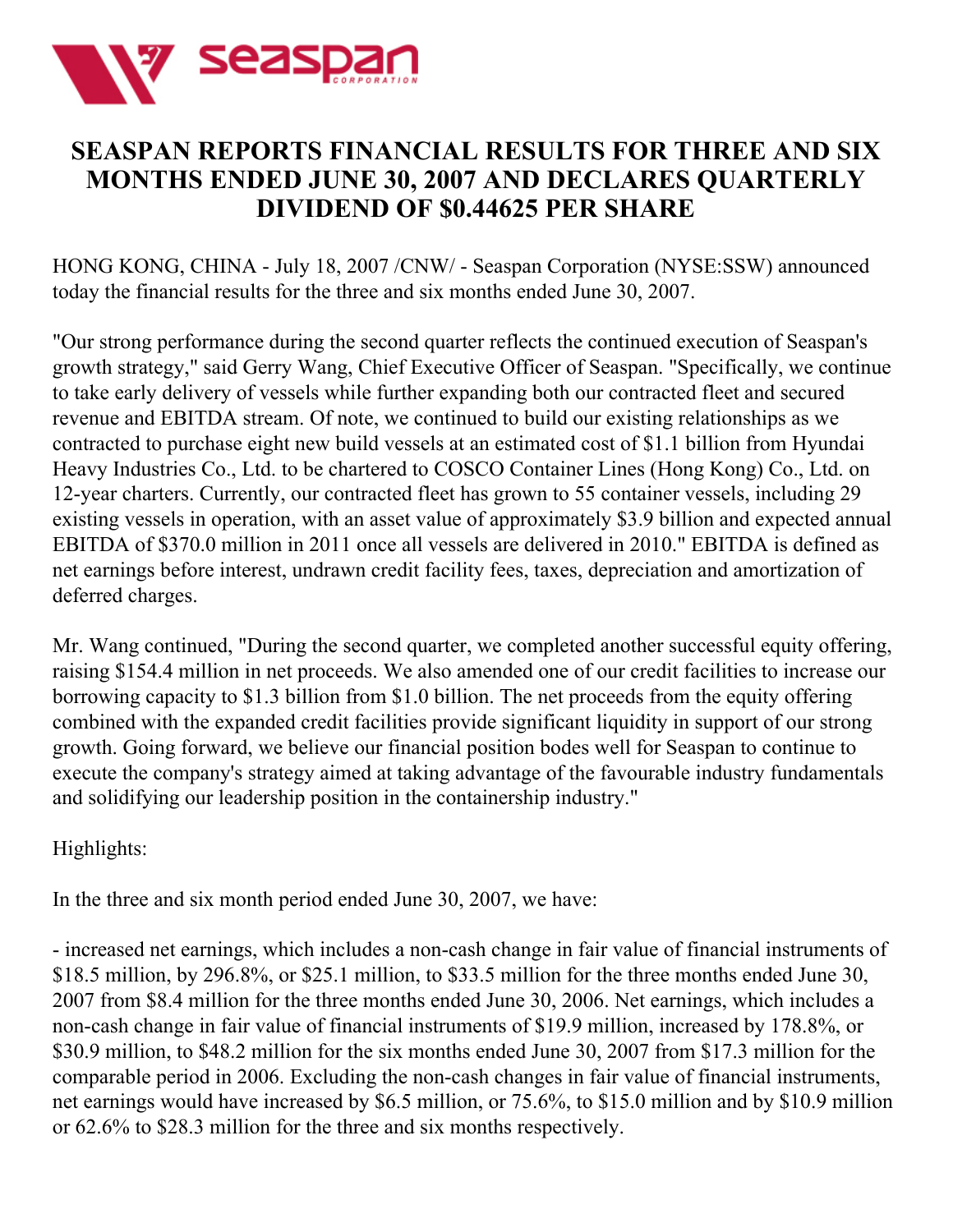# SEASPAN REPORTS FINANCIAL RESULTS FOR THREE AND SIX MONTHS ENDED JUNE 30, 2007 AND DECLARES QUARTERLY DIVIDEND OF $0.44625 PER SHARE

HONG KONG, CHINA - July 18, 2007 /CNW/ - Seaspan Corporation (NYSE:SSW) announced today the financial results for the three and six months ended June 30, 2007.

"Our strong performance during the second quarter reflects the continued execution of Seaspan's growth strategy," said Gerry Wang, Chief Executive Officer of Seaspan. "Specifically, we continue to take early delivery of vessels while further expanding both our contracted fleet and secured revenue and EBITDA stream. Of note, we continued to build our existing relationships as we contracted to purchase eight new build vessels at an estimated cost of $1.1 billion from Hyundai Heavy Industries Co., Ltd. to be chartered to COSCO Container Lines (Hong Kong) Co., Ltd. on 12-year charters. Currently, our contracted fleet has grown to 55 container vessels, including 29 existing vessels in operation, with an asset value of approximately $3.9 billion and expected annual EBITDA of $370.0 million in 2011 once all vessels are delivered in 2010." EBITDA is defined as net earnings before interest, undrawn credit facility fees, taxes, depreciation and amortization of deferred charges.

Mr. Wang continued, "During the second quarter, we completed another successful equity offering, raising $154.4 million in net proceeds. We also amended one of our credit facilities to increase our borrowing capacity to $1.3 billion from $1.0 billion. The net proceeds from the equity offering combined with the expanded credit facilities provide significant liquidity in support of our strong growth. Going forward, we believe our financial position bodes well for Seaspan to continue to execute the company's strategy aimed at taking advantage of the favourable industry fundamentals and solidifying our leadership position in the containership industry."

Highlights:

In the three and six month period ended June 30, 2007, we have:

- increased net earnings, which includes a non-cash change in fair value of financial instruments of $18.5 million, by 296.8%, or $25.1 million, to $33.5 million for the three months ended June 30, 2007 from $8.4 million for the three months ended June 30, 2006. Net earnings, which includes a non-cash change in fair value of financial instruments of $19.9 million, increased by 178.8%, or $30.9 million, to $48.2 million for the six months ended June 30, 2007 from $17.3 million for the comparable period in 2006. Excluding the non-cash changes in fair value of financial instruments, net earnings would have increased by $6.5 million, or 75.6%, to $15.0 million and by $10.9 million or 62.6% to $28.3 million for the three and six months respectively.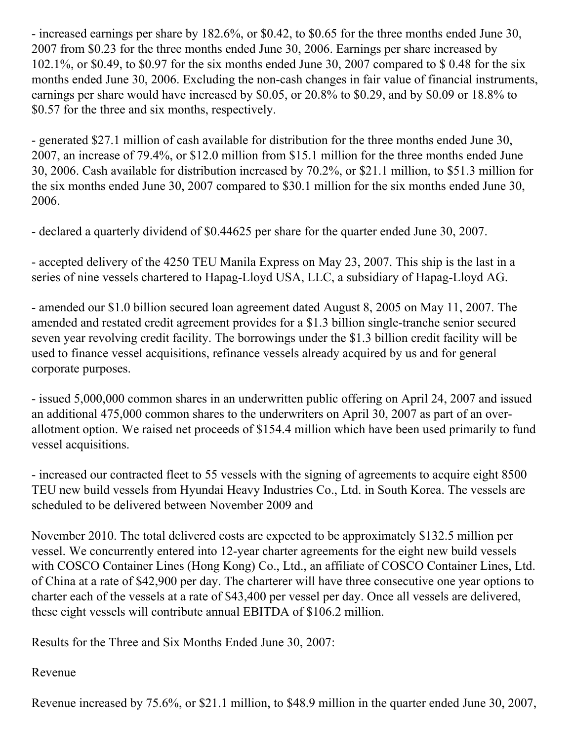- increased earnings per share by 182.6%, or $0.42, to $0.65 for the three months ended June 30, 2007 from $0.23 for the three months ended June 30, 2006. Earnings per share increased by 102.1%, or $0.49, to $0.97 for the six months ended June 30, 2007 compared to $ 0.48 for the six months ended June 30, 2006. Excluding the non-cash changes in fair value of financial instruments, earnings per share would have increased by $0.05, or 20.8% to $0.29, and by $0.09 or 18.8% to $0.57 for the three and six months, respectively.

- generated $27.1 million of cash available for distribution for the three months ended June 30, 2007, an increase of 79.4%, or $12.0 million from $15.1 million for the three months ended June 30, 2006. Cash available for distribution increased by 70.2%, or $21.1 million, to $51.3 million for the six months ended June 30, 2007 compared to $30.1 million for the six months ended June 30, 2006.

- declared a quarterly dividend of $0.44625 per share for the quarter ended June 30, 2007.

- accepted delivery of the 4250 TEU Manila Express on May 23, 2007. This ship is the last in a series of nine vessels chartered to Hapag-Lloyd USA, LLC, a subsidiary of Hapag-Lloyd AG.

- amended our $1.0 billion secured loan agreement dated August 8, 2005 on May 11, 2007. The amended and restated credit agreement provides for a $1.3 billion single-tranche senior secured seven year revolving credit facility. The borrowings under the $1.3 billion credit facility will be used to finance vessel acquisitions, refinance vessels already acquired by us and for general corporate purposes.

- issued 5,000,000 common shares in an underwritten public offering on April 24, 2007 and issued an additional 475,000 common shares to the underwriters on April 30, 2007 as part of an over-allotment option. We raised net proceeds of $154.4 million which have been used primarily to fund vessel acquisitions.

- increased our contracted fleet to 55 vessels with the signing of agreements to acquire eight 8500 TEU new build vessels from Hyundai Heavy Industries Co., Ltd. in South Korea. The vessels are scheduled to be delivered between November 2009 and November 2010. The total delivered costs are expected to be approximately $132.5 million per vessel. We concurrently entered into 12-year charter agreements for the eight new build vessels with COSCO Container Lines (Hong Kong) Co., Ltd., an affiliate of COSCO Container Lines, Ltd. of China at a rate of $42,900 per day. The charterer will have three consecutive one year options to charter each of the vessels at a rate of $43,400 per vessel per day. Once all vessels are delivered, these eight vessels will contribute annual EBITDA of $106.2 million.

Results for the Three and Six Months Ended June 30, 2007:

Revenue

Revenue increased by 75.6%, or $21.1 million, to $48.9 million in the quarter ended June 30, 2007,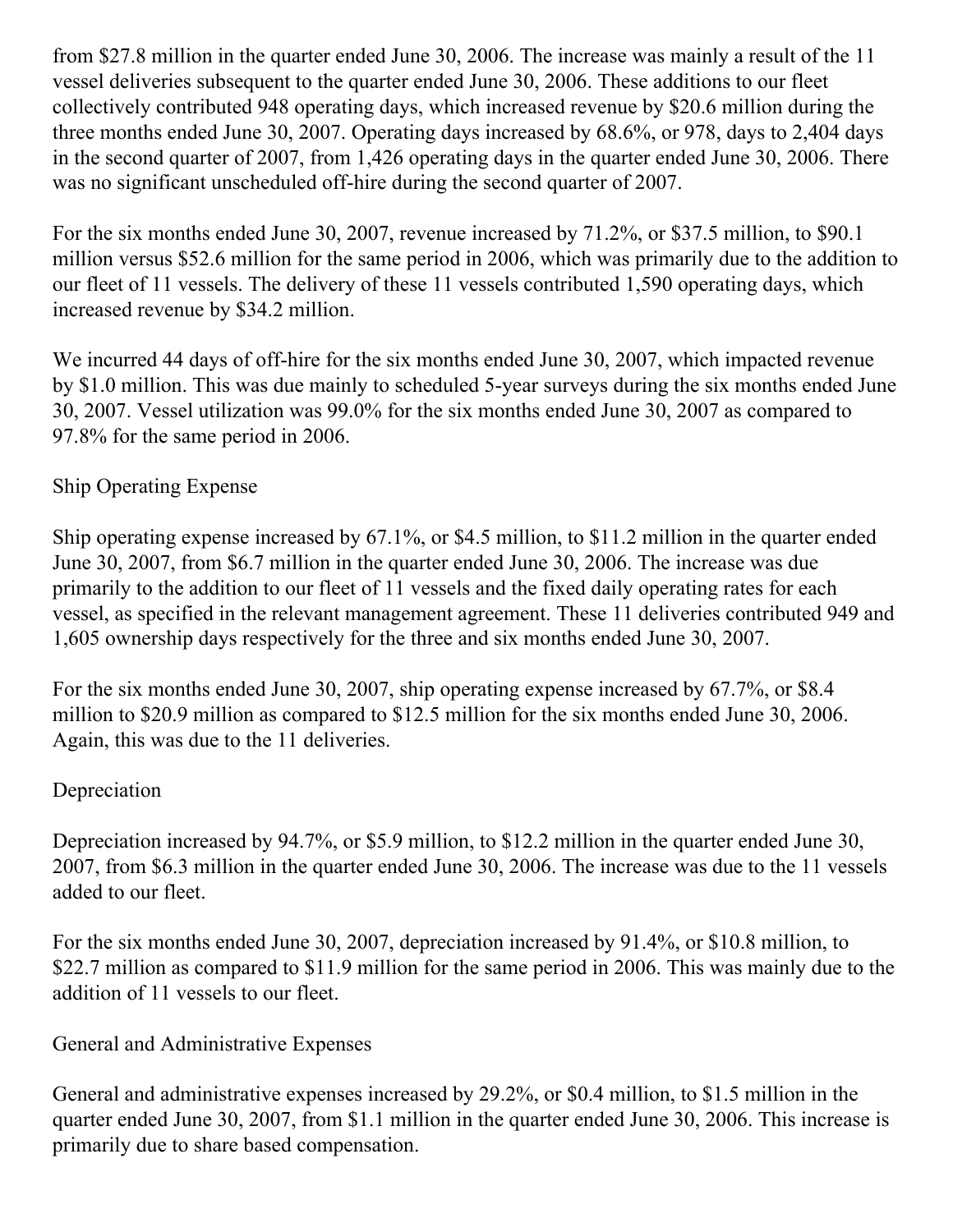from $27.8 million in the quarter ended June 30, 2006. The increase was mainly a result of the 11 vessel deliveries subsequent to the quarter ended June 30, 2006. These additions to our fleet collectively contributed 948 operating days, which increased revenue by $20.6 million during the three months ended June 30, 2007. Operating days increased by 68.6%, or 978, days to 2,404 days in the second quarter of 2007, from 1,426 operating days in the quarter ended June 30, 2006. There was no significant unscheduled off-hire during the second quarter of 2007.

For the six months ended June 30, 2007, revenue increased by 71.2%, or $37.5 million, to $90.1 million versus $52.6 million for the same period in 2006, which was primarily due to the addition to our fleet of 11 vessels. The delivery of these 11 vessels contributed 1,590 operating days, which increased revenue by $34.2 million.

We incurred 44 days of off-hire for the six months ended June 30, 2007, which impacted revenue by $1.0 million. This was due mainly to scheduled 5-year surveys during the six months ended June 30, 2007. Vessel utilization was 99.0% for the six months ended June 30, 2007 as compared to 97.8% for the same period in 2006.

Ship Operating Expense

Ship operating expense increased by 67.1%, or $4.5 million, to $11.2 million in the quarter ended June 30, 2007, from $6.7 million in the quarter ended June 30, 2006. The increase was due primarily to the addition to our fleet of 11 vessels and the fixed daily operating rates for each vessel, as specified in the relevant management agreement. These 11 deliveries contributed 949 and 1,605 ownership days respectively for the three and six months ended June 30, 2007.

For the six months ended June 30, 2007, ship operating expense increased by 67.7%, or $8.4 million to $20.9 million as compared to $12.5 million for the six months ended June 30, 2006. Again, this was due to the 11 deliveries.

Depreciation

Depreciation increased by 94.7%, or $5.9 million, to $12.2 million in the quarter ended June 30, 2007, from $6.3 million in the quarter ended June 30, 2006. The increase was due to the 11 vessels added to our fleet.

For the six months ended June 30, 2007, depreciation increased by 91.4%, or $10.8 million, to $22.7 million as compared to $11.9 million for the same period in 2006. This was mainly due to the addition of 11 vessels to our fleet.

General and Administrative Expenses

General and administrative expenses increased by 29.2%, or $0.4 million, to $1.5 million in the quarter ended June 30, 2007, from $1.1 million in the quarter ended June 30, 2006. This increase is primarily due to share based compensation.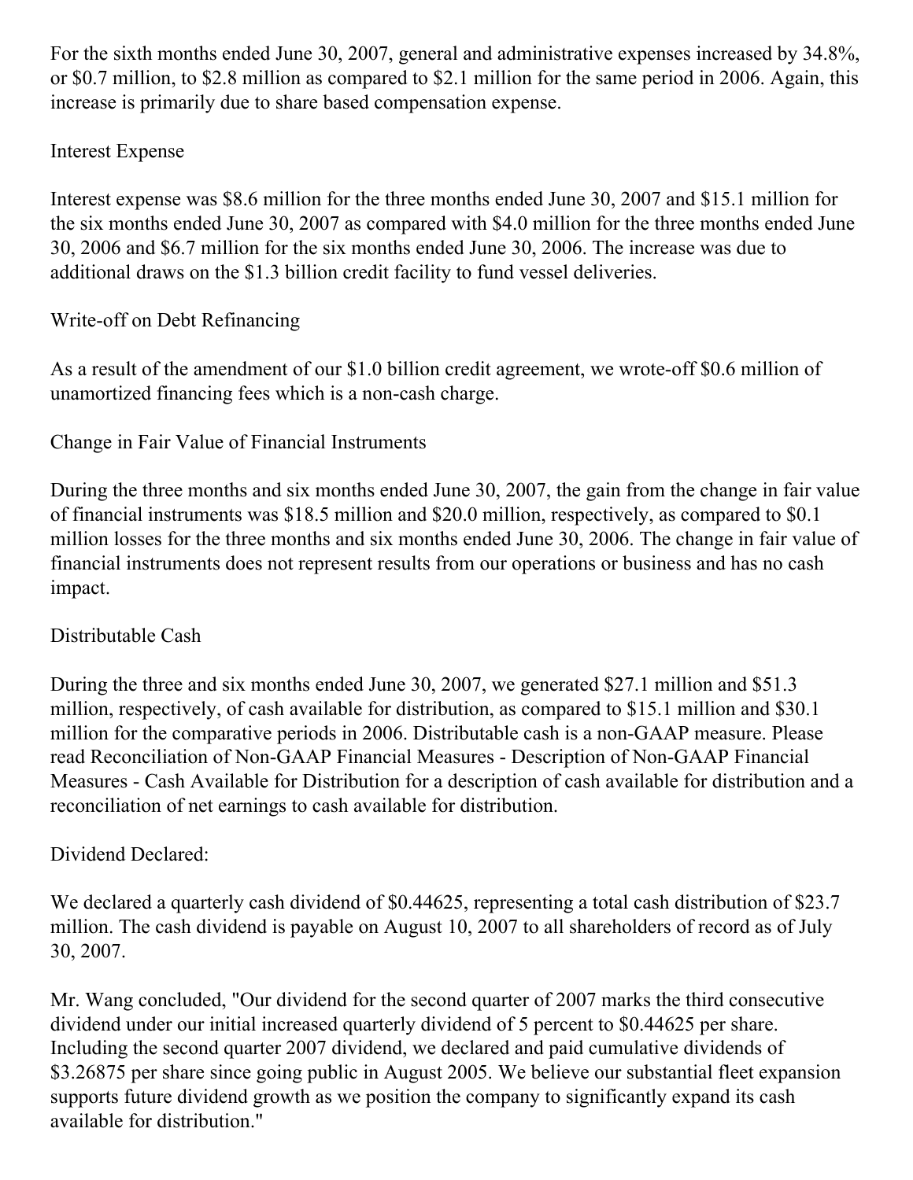For the sixth months ended June 30, 2007, general and administrative expenses increased by 34.8%, or \$0.7 million, to \$2.8 million as compared to \$2.1 million for the same period in 2006. Again, this increase is primarily due to share based compensation expense.

## Interest Expense

Interest expense was \$8.6 million for the three months ended June 30, 2007 and \$15.1 million for the six months ended June 30, 2007 as compared with \$4.0 million for the three months ended June 30, 2006 and \$6.7 million for the six months ended June 30, 2006. The increase was due to additional draws on the \$1.3 billion credit facility to fund vessel deliveries.

## Write-off on Debt Refinancing

As a result of the amendment of our \$1.0 billion credit agreement, we wrote-off \$0.6 million of unamortized financing fees which is a non-cash charge.

## Change in Fair Value of Financial Instruments

During the three months and six months ended June 30, 2007, the gain from the change in fair value of financial instruments was \$18.5 million and \$20.0 million, respectively, as compared to \$0.1 million losses for the three months and six months ended June 30, 2006. The change in fair value of financial instruments does not represent results from our operations or business and has no cash impact.

## Distributable Cash

During the three and six months ended June 30, 2007, we generated \$27.1 million and \$51.3 million, respectively, of cash available for distribution, as compared to \$15.1 million and \$30.1 million for the comparative periods in 2006. Distributable cash is a non-GAAP measure. Please read Reconciliation of Non-GAAP Financial Measures - Description of Non-GAAP Financial Measures - Cash Available for Distribution for a description of cash available for distribution and a reconciliation of net earnings to cash available for distribution.

## Dividend Declared:

We declared a quarterly cash dividend of \$0.44625, representing a total cash distribution of \$23.7 million. The cash dividend is payable on August 10, 2007 to all shareholders of record as of July 30, 2007.

Mr. Wang concluded, "Our dividend for the second quarter of 2007 marks the third consecutive dividend under our initial increased quarterly dividend of 5 percent to \$0.44625 per share. Including the second quarter 2007 dividend, we declared and paid cumulative dividends of \$3.26875 per share since going public in August 2005. We believe our substantial fleet expansion supports future dividend growth as we position the company to significantly expand its cash available for distribution."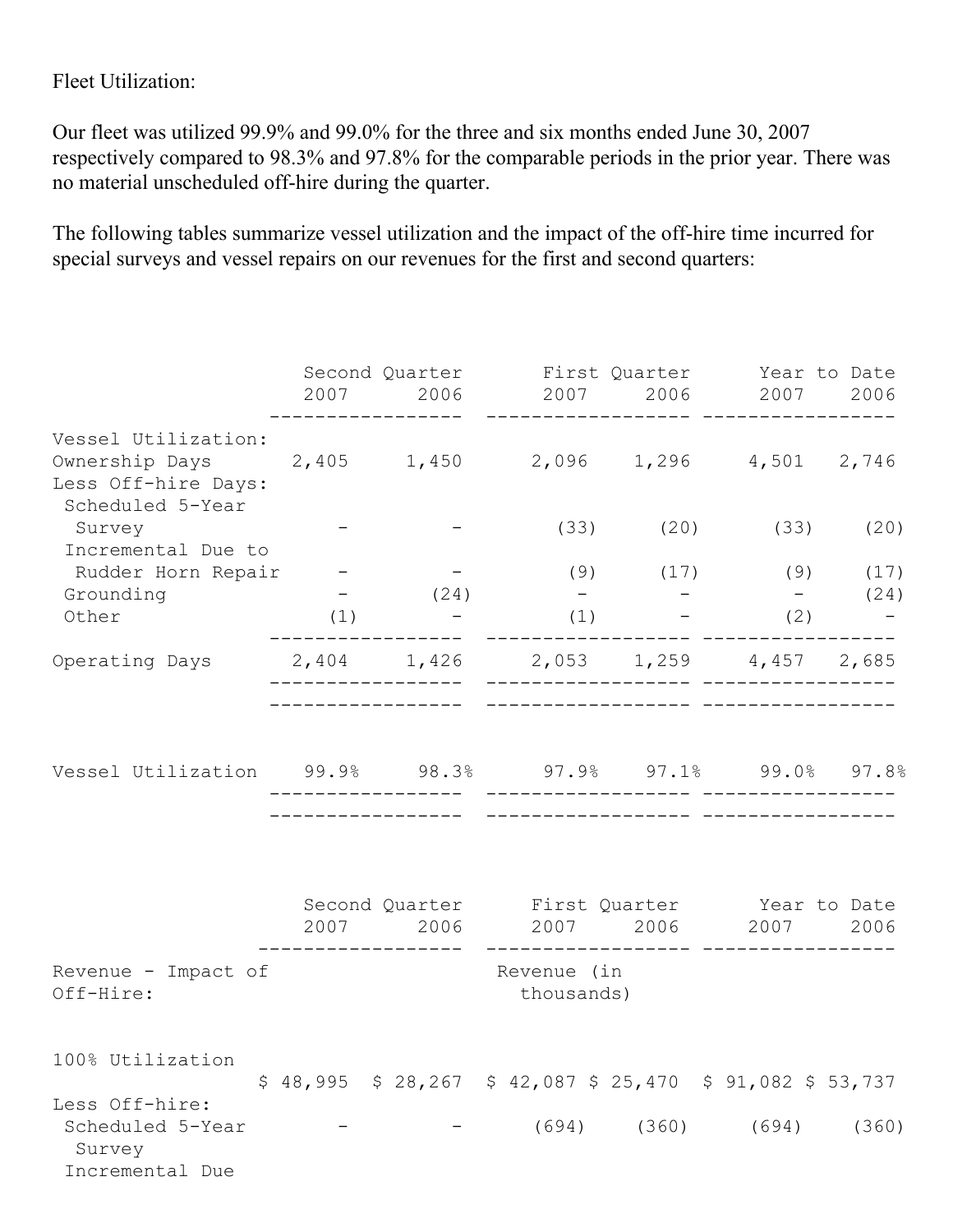Fleet Utilization:

Our fleet was utilized 99.9% and 99.0% for the three and six months ended June 30, 2007 respectively compared to 98.3% and 97.8% for the comparable periods in the prior year. There was no material unscheduled off-hire during the quarter.

The following tables summarize vessel utilization and the impact of the off-hire time incurred for special surveys and vessel repairs on our revenues for the first and second quarters:

| | Second Quarter 2007 | Second Quarter 2006 | First Quarter 2007 | First Quarter 2006 | Year to Date 2007 | Year to Date 2006 |
|---|---|---|---|---|---|---|
| Vessel Utilization: | | | | | | |
| Ownership Days | 2,405 | 1,450 | 2,096 | 1,296 | 4,501 | 2,746 |
| Less Off-hire Days: | | | | | | |
| Scheduled 5-Year Survey | - | - | (33) | (20) | (33) | (20) |
| Incremental Due to Rudder Horn Repair | - | - | (9) | (17) | (9) | (17) |
| Grounding | - | (24) | - | - | - | (24) |
| Other | (1) | - | (1) | - | (2) | - |
| Operating Days | 2,404 | 1,426 | 2,053 | 1,259 | 4,457 | 2,685 |
| Vessel Utilization | 99.9% | 98.3% | 97.9% | 97.1% | 99.0% | 97.8% |

| | Second Quarter 2007 | Second Quarter 2006 | First Quarter 2007 | First Quarter 2006 | Year to Date 2007 | Year to Date 2006 |
|---|---|---|---|---|---|---|
| Revenue - Impact of Off-Hire: | | | Revenue (in thousands) | | | |
| 100% Utilization | $ 48,995 | $ 28,267 | $ 42,087 | $ 25,470 | $ 91,082 | $ 53,737 |
| Less Off-hire: | | | | | | |
| Scheduled 5-Year Survey | - | - | (694) | (360) | (694) | (360) |
| Incremental Due | | | | | | |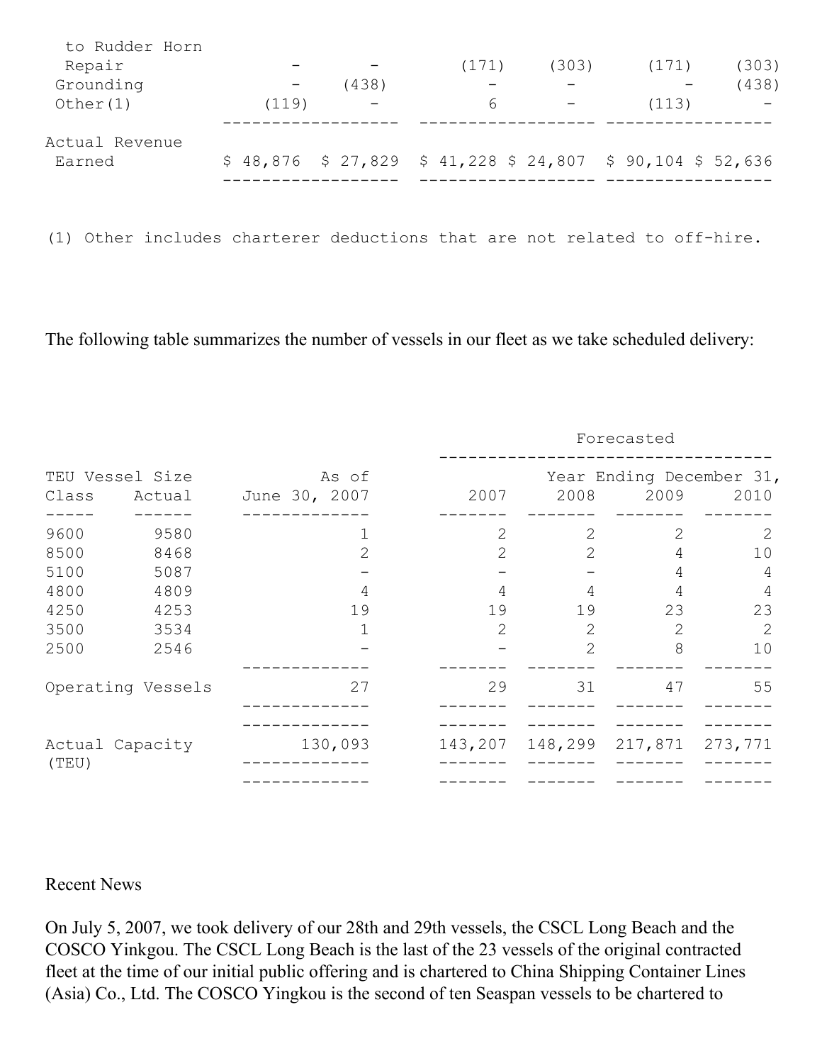| | | | | | | |
|---|---|---|---|---|---|---|
| to Rudder Horn Repair | - | - | (171) | (303) | (171) | (303) |
| Grounding | - | (438) | - | - | - | (438) |
| Other(1) | (119) | - | 6 | - | (113) | - |
| Actual Revenue Earned | $ 48,876 | $ 27,829 | $ 41,228 | $ 24,807 | $ 90,104 | $ 52,636 |

(1) Other includes charterer deductions that are not related to off-hire.

The following table summarizes the number of vessels in our fleet as we take scheduled delivery:

| TEU Vessel Size Class | Actual | As of June 30, 2007 | Forecasted Year Ending December 31, 2007 | 2008 | 2009 | 2010 |
|---|---|---|---|---|---|---|
| 9600 | 9580 | 1 | 2 | 2 | 2 | 2 |
| 8500 | 8468 | 2 | 2 | 2 | 4 | 10 |
| 5100 | 5087 | - | - | - | 4 | 4 |
| 4800 | 4809 | 4 | 4 | 4 | 4 | 4 |
| 4250 | 4253 | 19 | 19 | 19 | 23 | 23 |
| 3500 | 3534 | 1 | 2 | 2 | 2 | 2 |
| 2500 | 2546 | - | - | 2 | 8 | 10 |
| Operating Vessels | | 27 | 29 | 31 | 47 | 55 |
| Actual Capacity (TEU) | | 130,093 | 143,207 | 148,299 | 217,871 | 273,771 |

Recent News

On July 5, 2007, we took delivery of our 28th and 29th vessels, the CSCL Long Beach and the COSCO Yinkgou. The CSCL Long Beach is the last of the 23 vessels of the original contracted fleet at the time of our initial public offering and is chartered to China Shipping Container Lines (Asia) Co., Ltd. The COSCO Yingkou is the second of ten Seaspan vessels to be chartered to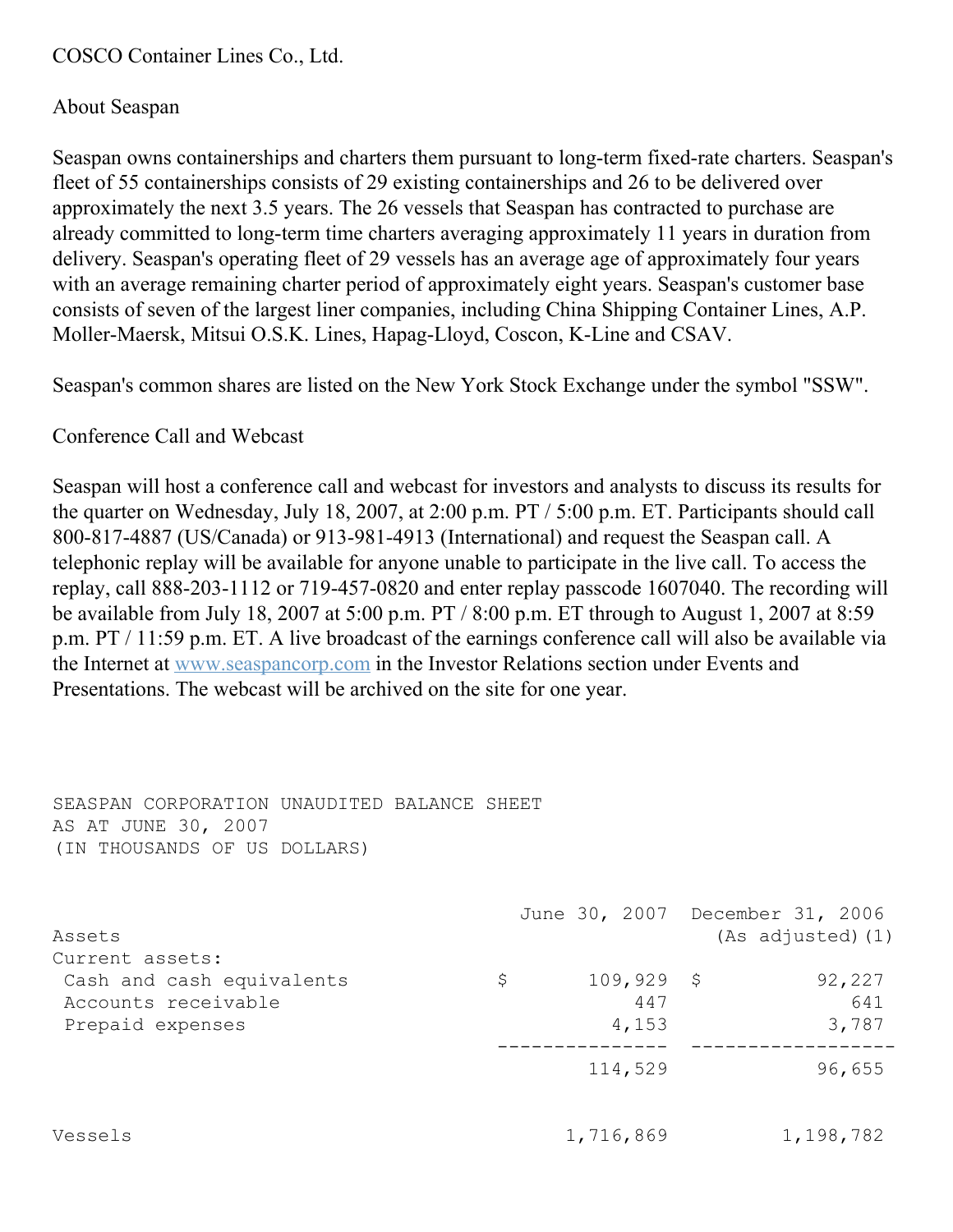COSCO Container Lines Co., Ltd.

About Seaspan

Seaspan owns containerships and charters them pursuant to long-term fixed-rate charters. Seaspan's fleet of 55 containerships consists of 29 existing containerships and 26 to be delivered over approximately the next 3.5 years. The 26 vessels that Seaspan has contracted to purchase are already committed to long-term time charters averaging approximately 11 years in duration from delivery. Seaspan's operating fleet of 29 vessels has an average age of approximately four years with an average remaining charter period of approximately eight years. Seaspan's customer base consists of seven of the largest liner companies, including China Shipping Container Lines, A.P. Moller-Maersk, Mitsui O.S.K. Lines, Hapag-Lloyd, Coscon, K-Line and CSAV.

Seaspan's common shares are listed on the New York Stock Exchange under the symbol "SSW".

Conference Call and Webcast

Seaspan will host a conference call and webcast for investors and analysts to discuss its results for the quarter on Wednesday, July 18, 2007, at 2:00 p.m. PT / 5:00 p.m. ET. Participants should call 800-817-4887 (US/Canada) or 913-981-4913 (International) and request the Seaspan call. A telephonic replay will be available for anyone unable to participate in the live call. To access the replay, call 888-203-1112 or 719-457-0820 and enter replay passcode 1607040. The recording will be available from July 18, 2007 at 5:00 p.m. PT / 8:00 p.m. ET through to August 1, 2007 at 8:59 p.m. PT / 11:59 p.m. ET. A live broadcast of the earnings conference call will also be available via the Internet at www.seaspancorp.com in the Investor Relations section under Events and Presentations. The webcast will be archived on the site for one year.

SEASPAN CORPORATION UNAUDITED BALANCE SHEET
AS AT JUNE 30, 2007
(IN THOUSANDS OF US DOLLARS)

| | June 30, 2007 | December 31, 2006 (As adjusted)(1) |
|---|---|---|
| Assets | | |
| Current assets: | | |
| Cash and cash equivalents | $ 109,929 | $ 92,227 |
| Accounts receivable | 447 | 641 |
| Prepaid expenses | 4,153 | 3,787 |
| | 114,529 | 96,655 |
| Vessels | 1,716,869 | 1,198,782 |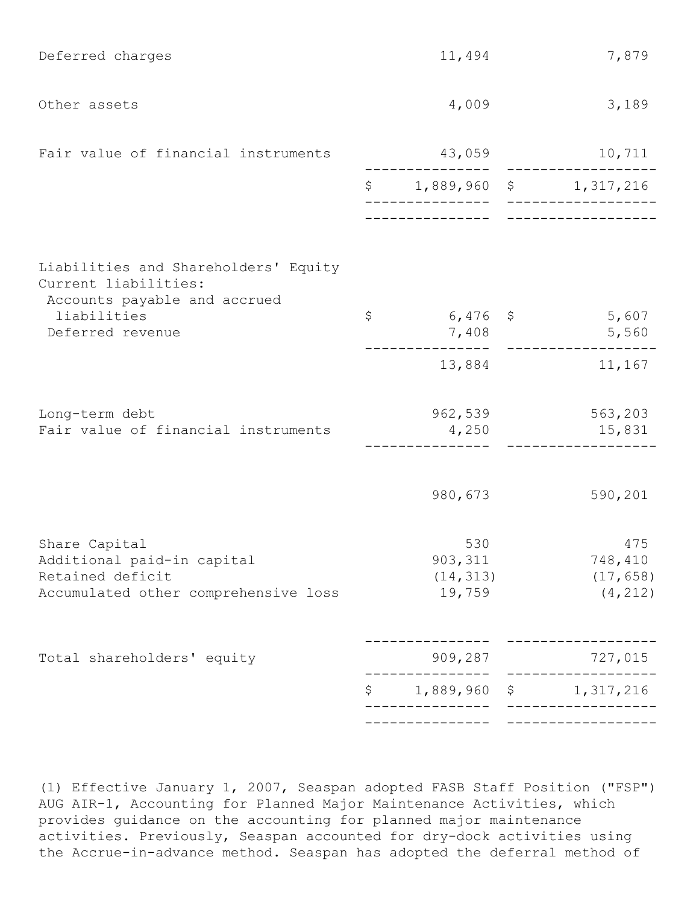| | | |
|---|---|---|
| Deferred charges | 11,494 | 7,879 |
| Other assets | 4,009 | 3,189 |
| Fair value of financial instruments | 43,059 | 10,711 |
| | $ 1,889,960 | $ 1,317,216 |
| Liabilities and Shareholders' Equity | | |
| Current liabilities: | | |
| Accounts payable and accrued liabilities | $ 6,476 | $ 5,607 |
| Deferred revenue | 7,408 | 5,560 |
| | 13,884 | 11,167 |
| Long-term debt | 962,539 | 563,203 |
| Fair value of financial instruments | 4,250 | 15,831 |
| | 980,673 | 590,201 |
| Share Capital | 530 | 475 |
| Additional paid-in capital | 903,311 | 748,410 |
| Retained deficit | (14,313) | (17,658) |
| Accumulated other comprehensive loss | 19,759 | (4,212) |
| Total shareholders' equity | 909,287 | 727,015 |
| | $ 1,889,960 | $ 1,317,216 |

(1) Effective January 1, 2007, Seaspan adopted FASB Staff Position ("FSP") AUG AIR-1, Accounting for Planned Major Maintenance Activities, which provides guidance on the accounting for planned major maintenance activities. Previously, Seaspan accounted for dry-dock activities using the Accrue-in-advance method. Seaspan has adopted the deferral method of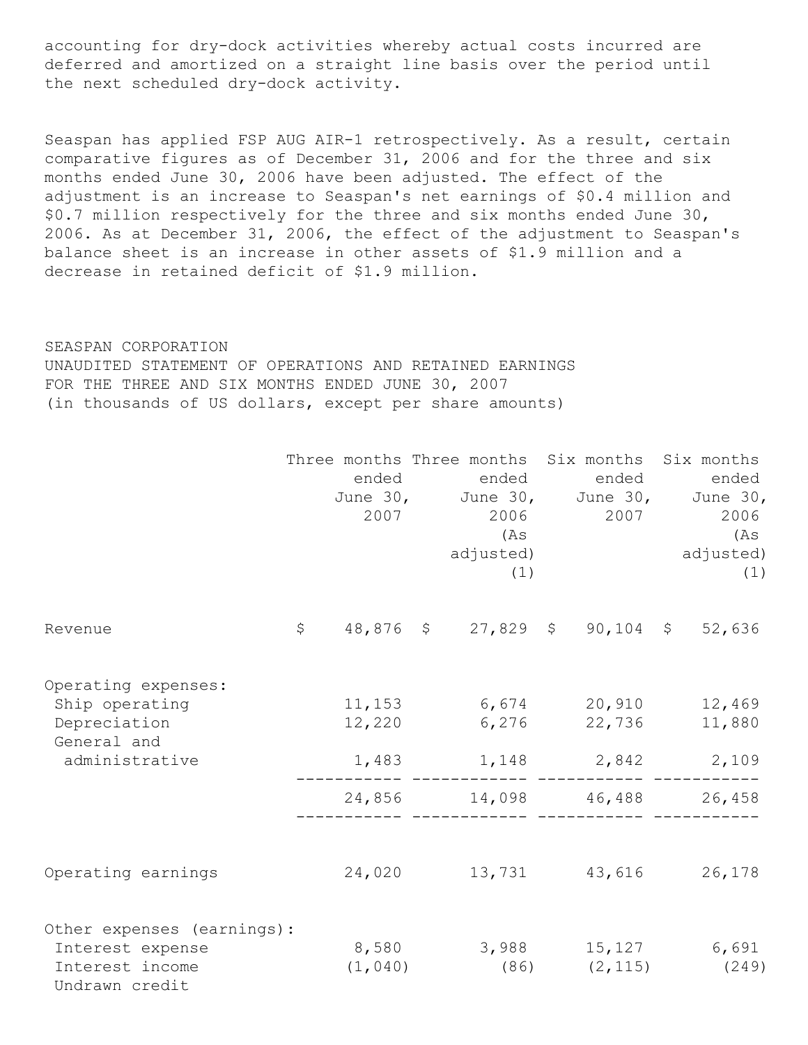accounting for dry-dock activities whereby actual costs incurred are deferred and amortized on a straight line basis over the period until the next scheduled dry-dock activity.

Seaspan has applied FSP AUG AIR-1 retrospectively. As a result, certain comparative figures as of December 31, 2006 and for the three and six months ended June 30, 2006 have been adjusted. The effect of the adjustment is an increase to Seaspan's net earnings of $0.4 million and $0.7 million respectively for the three and six months ended June 30, 2006. As at December 31, 2006, the effect of the adjustment to Seaspan's balance sheet is an increase in other assets of $1.9 million and a decrease in retained deficit of $1.9 million.

SEASPAN CORPORATION
UNAUDITED STATEMENT OF OPERATIONS AND RETAINED EARNINGS
FOR THE THREE AND SIX MONTHS ENDED JUNE 30, 2007
(in thousands of US dollars, except per share amounts)

| | Three months ended June 30, 2007 | Three months ended June 30, 2006 (As adjusted) (1) | Six months ended June 30, 2007 | Six months ended June 30, 2006 (As adjusted) (1) |
|---|---|---|---|---|
| Revenue | $ 48,876 | $ 27,829 | $ 90,104 | $ 52,636 |
| Operating expenses: | | | | |
| Ship operating | 11,153 | 6,674 | 20,910 | 12,469 |
| Depreciation | 12,220 | 6,276 | 22,736 | 11,880 |
| General and administrative | 1,483 | 1,148 | 2,842 | 2,109 |
| | 24,856 | 14,098 | 46,488 | 26,458 |
| Operating earnings | 24,020 | 13,731 | 43,616 | 26,178 |
| Other expenses (earnings): | | | | |
| Interest expense | 8,580 | 3,988 | 15,127 | 6,691 |
| Interest income | (1,040) | (86) | (2,115) | (249) |
| Undrawn credit | | | | |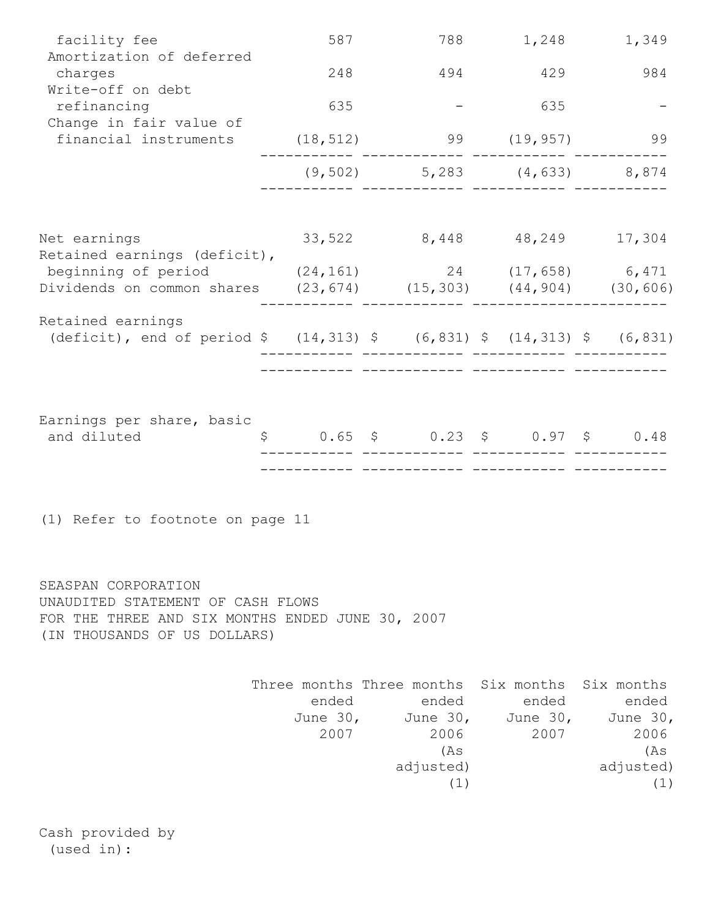| | | | | |
|---|---|---|---|---|
| facility fee | 587 | 788 | 1,248 | 1,349 |
| Amortization of deferred charges | 248 | 494 | 429 | 984 |
| Write-off on debt refinancing | 635 | - | 635 | - |
| Change in fair value of financial instruments | (18,512) | 99 | (19,957) | 99 |
| | (9,502) | 5,283 | (4,633) | 8,874 |
| Net earnings | 33,522 | 8,448 | 48,249 | 17,304 |
| Retained earnings (deficit), beginning of period | (24,161) | 24 | (17,658) | 6,471 |
| Dividends on common shares | (23,674) | (15,303) | (44,904) | (30,606) |
| Retained earnings (deficit), end of period | $ (14,313) | $ (6,831) | $ (14,313) | $ (6,831) |
| Earnings per share, basic and diluted | $ 0.65 | $ 0.23 | $ 0.97 | $ 0.48 |

(1) Refer to footnote on page 11

SEASPAN CORPORATION
UNAUDITED STATEMENT OF CASH FLOWS
FOR THE THREE AND SIX MONTHS ENDED JUNE 30, 2007
(IN THOUSANDS OF US DOLLARS)

| | Three months ended June 30, 2007 | Three months ended June 30, 2006 (As adjusted) (1) | Six months ended June 30, 2007 | Six months ended June 30, 2006 (As adjusted) (1) |
|---|---|---|---|---|
| Cash provided by (used in): | | | | |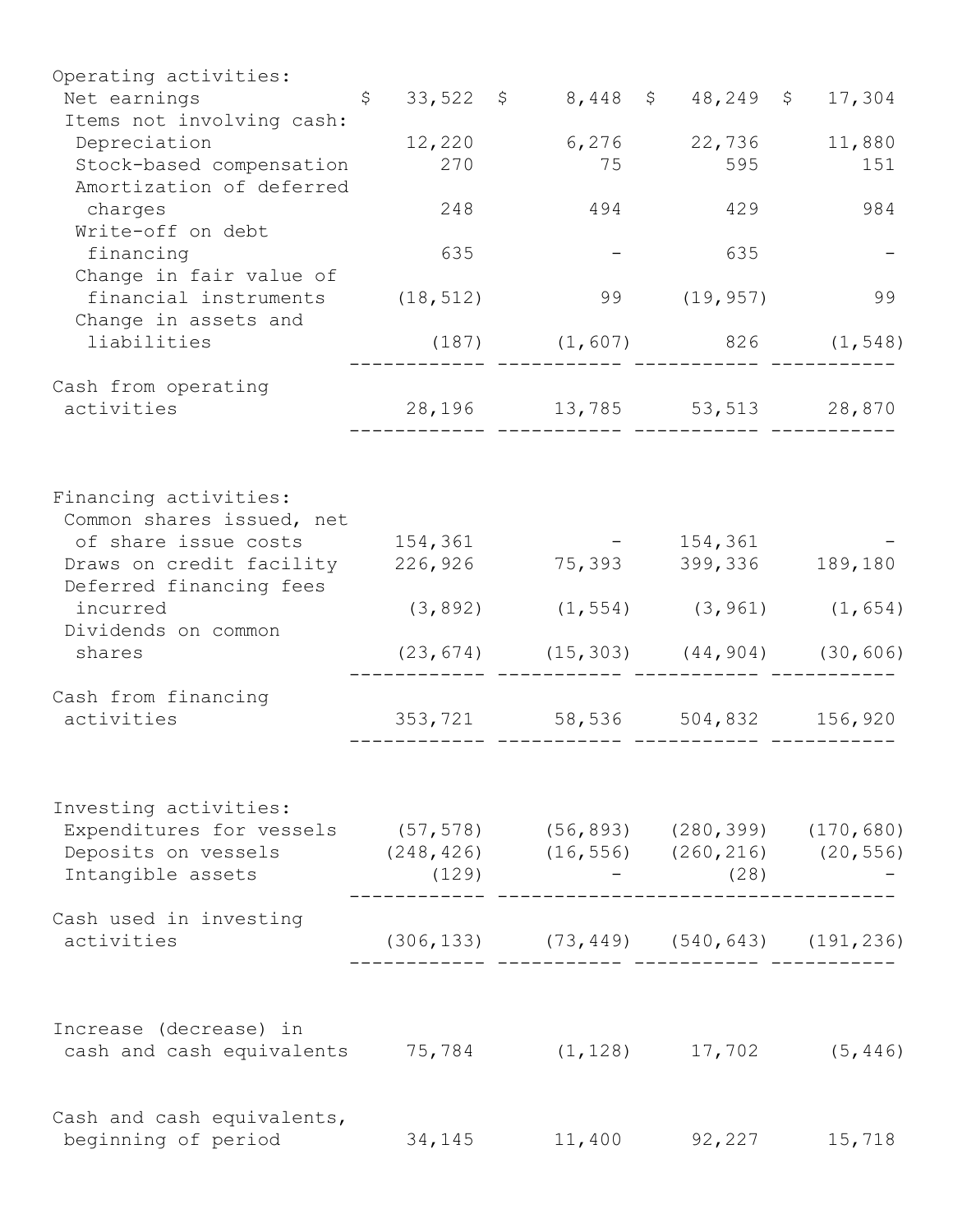| | | | | |
|---|---|---|---|---|
| Operating activities: | | | | |
| Net earnings | $ 33,522 | $ 8,448 | $ 48,249 | $ 17,304 |
| Items not involving cash: | | | | |
| Depreciation | 12,220 | 6,276 | 22,736 | 11,880 |
| Stock-based compensation | 270 | 75 | 595 | 151 |
| Amortization of deferred charges | 248 | 494 | 429 | 984 |
| Write-off on debt financing | 635 | - | 635 | - |
| Change in fair value of financial instruments | (18,512) | 99 | (19,957) | 99 |
| Change in assets and liabilities | (187) | (1,607) | 826 | (1,548) |
| Cash from operating activities | 28,196 | 13,785 | 53,513 | 28,870 |
| Financing activities: | | | | |
| Common shares issued, net of share issue costs | 154,361 | - | 154,361 | - |
| Draws on credit facility | 226,926 | 75,393 | 399,336 | 189,180 |
| Deferred financing fees incurred | (3,892) | (1,554) | (3,961) | (1,654) |
| Dividends on common shares | (23,674) | (15,303) | (44,904) | (30,606) |
| Cash from financing activities | 353,721 | 58,536 | 504,832 | 156,920 |
| Investing activities: | | | | |
| Expenditures for vessels | (57,578) | (56,893) | (280,399) | (170,680) |
| Deposits on vessels | (248,426) | (16,556) | (260,216) | (20,556) |
| Intangible assets | (129) | - | (28) | - |
| Cash used in investing activities | (306,133) | (73,449) | (540,643) | (191,236) |
| Increase (decrease) in cash and cash equivalents | 75,784 | (1,128) | 17,702 | (5,446) |
| Cash and cash equivalents, beginning of period | 34,145 | 11,400 | 92,227 | 15,718 |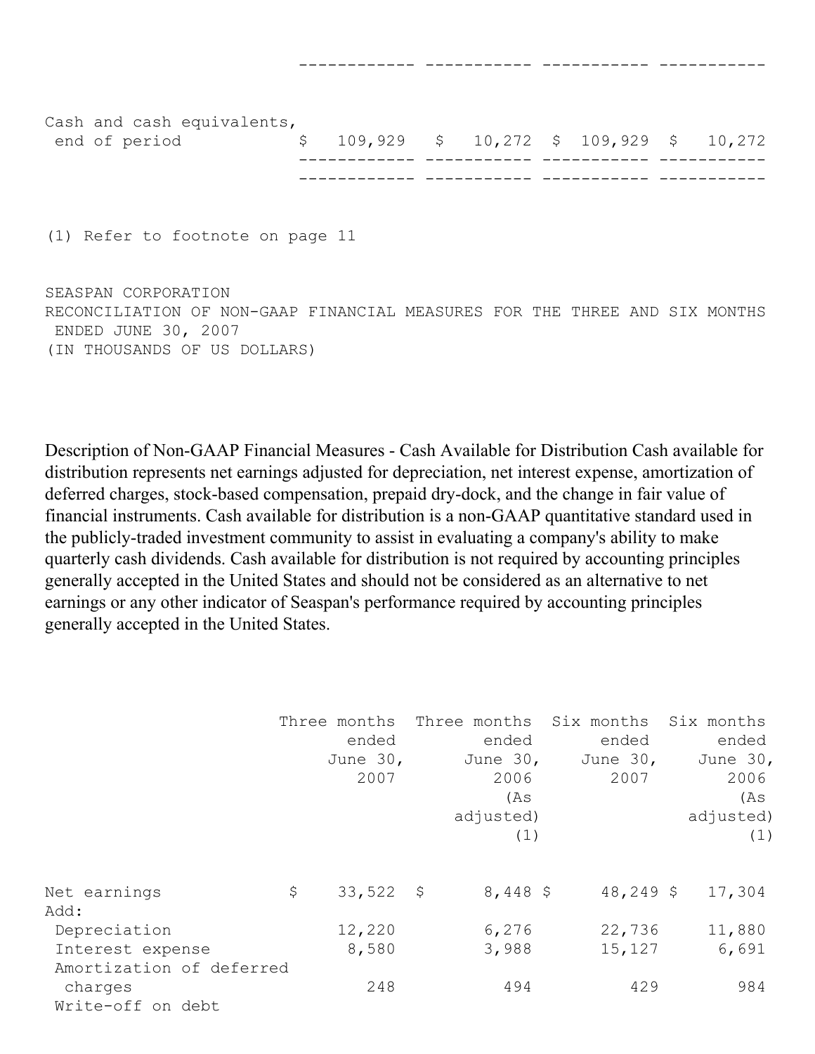| | | | | |
|---|---|---|---|---|
| Cash and cash equivalents, end of period | $ 109,929 | $ 10,272 | $ 109,929 | $ 10,272 |

(1) Refer to footnote on page 11

SEASPAN CORPORATION
RECONCILIATION OF NON-GAAP FINANCIAL MEASURES FOR THE THREE AND SIX MONTHS ENDED JUNE 30, 2007
(IN THOUSANDS OF US DOLLARS)

Description of Non-GAAP Financial Measures - Cash Available for Distribution Cash available for distribution represents net earnings adjusted for depreciation, net interest expense, amortization of deferred charges, stock-based compensation, prepaid dry-dock, and the change in fair value of financial instruments. Cash available for distribution is a non-GAAP quantitative standard used in the publicly-traded investment community to assist in evaluating a company's ability to make quarterly cash dividends. Cash available for distribution is not required by accounting principles generally accepted in the United States and should not be considered as an alternative to net earnings or any other indicator of Seaspan's performance required by accounting principles generally accepted in the United States.

| | Three months ended June 30, 2007 | Three months ended June 30, 2006 (As adjusted) (1) | Six months ended June 30, 2007 | Six months ended June 30, 2006 (As adjusted) (1) |
|---|---|---|---|---|
| Net earnings | $ 33,522 | $ 8,448 | $ 48,249 | $ 17,304 |
| Add: | | | | |
| Depreciation | 12,220 | 6,276 | 22,736 | 11,880 |
| Interest expense | 8,580 | 3,988 | 15,127 | 6,691 |
| Amortization of deferred charges | 248 | 494 | 429 | 984 |
| Write-off on debt | | | | |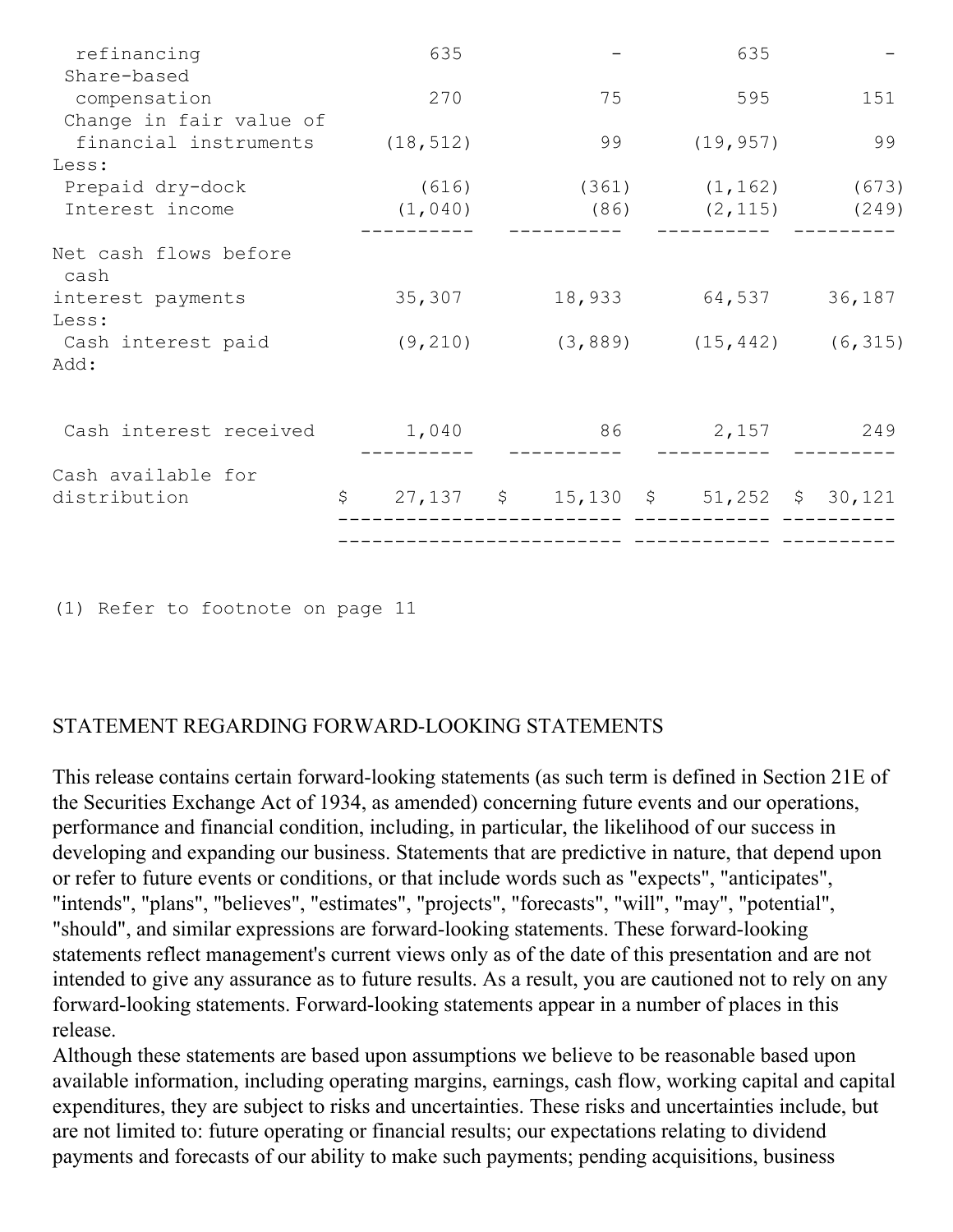| | | | | |
|---|---|---|---|---|
| refinancing | 635 | - | 635 | - |
| Share-based compensation | 270 | 75 | 595 | 151 |
| Change in fair value of financial instruments | (18,512) | 99 | (19,957) | 99 |
| Less: | | | | |
| Prepaid dry-dock | (616) | (361) | (1,162) | (673) |
| Interest income | (1,040) | (86) | (2,115) | (249) |
| Net cash flows before cash interest payments | 35,307 | 18,933 | 64,537 | 36,187 |
| Less: | | | | |
| Cash interest paid | (9,210) | (3,889) | (15,442) | (6,315) |
| Add: | | | | |
| Cash interest received | 1,040 | 86 | 2,157 | 249 |
| Cash available for distribution | $ 27,137 | $ 15,130 | $ 51,252 | $ 30,121 |

(1) Refer to footnote on page 11

## STATEMENT REGARDING FORWARD-LOOKING STATEMENTS

This release contains certain forward-looking statements (as such term is defined in Section 21E of the Securities Exchange Act of 1934, as amended) concerning future events and our operations, performance and financial condition, including, in particular, the likelihood of our success in developing and expanding our business. Statements that are predictive in nature, that depend upon or refer to future events or conditions, or that include words such as "expects", "anticipates", "intends", "plans", "believes", "estimates", "projects", "forecasts", "will", "may", "potential", "should", and similar expressions are forward-looking statements. These forward-looking statements reflect management's current views only as of the date of this presentation and are not intended to give any assurance as to future results. As a result, you are cautioned not to rely on any forward-looking statements. Forward-looking statements appear in a number of places in this release.

Although these statements are based upon assumptions we believe to be reasonable based upon available information, including operating margins, earnings, cash flow, working capital and capital expenditures, they are subject to risks and uncertainties. These risks and uncertainties include, but are not limited to: future operating or financial results; our expectations relating to dividend payments and forecasts of our ability to make such payments; pending acquisitions, business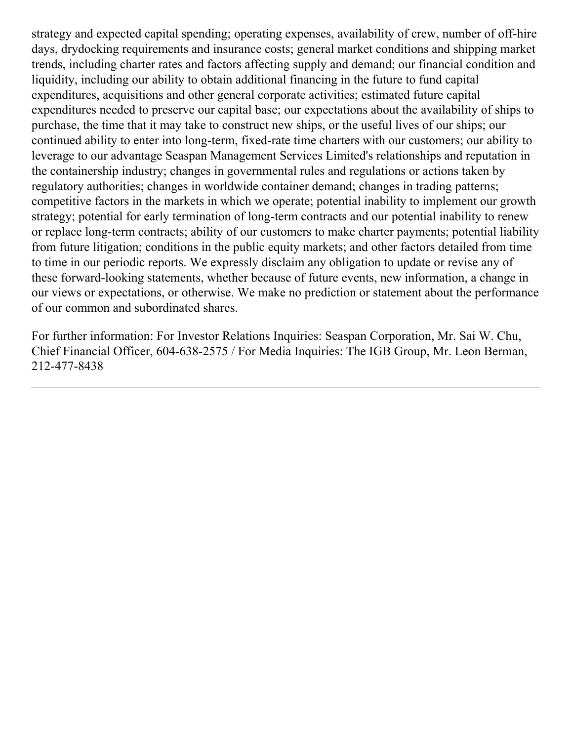strategy and expected capital spending; operating expenses, availability of crew, number of off-hire days, drydocking requirements and insurance costs; general market conditions and shipping market trends, including charter rates and factors affecting supply and demand; our financial condition and liquidity, including our ability to obtain additional financing in the future to fund capital expenditures, acquisitions and other general corporate activities; estimated future capital expenditures needed to preserve our capital base; our expectations about the availability of ships to purchase, the time that it may take to construct new ships, or the useful lives of our ships; our continued ability to enter into long-term, fixed-rate time charters with our customers; our ability to leverage to our advantage Seaspan Management Services Limited's relationships and reputation in the containership industry; changes in governmental rules and regulations or actions taken by regulatory authorities; changes in worldwide container demand; changes in trading patterns; competitive factors in the markets in which we operate; potential inability to implement our growth strategy; potential for early termination of long-term contracts and our potential inability to renew or replace long-term contracts; ability of our customers to make charter payments; potential liability from future litigation; conditions in the public equity markets; and other factors detailed from time to time in our periodic reports. We expressly disclaim any obligation to update or revise any of these forward-looking statements, whether because of future events, new information, a change in our views or expectations, or otherwise. We make no prediction or statement about the performance of our common and subordinated shares.

For further information: For Investor Relations Inquiries: Seaspan Corporation, Mr. Sai W. Chu, Chief Financial Officer, 604-638-2575 / For Media Inquiries: The IGB Group, Mr. Leon Berman, 212-477-8438

---